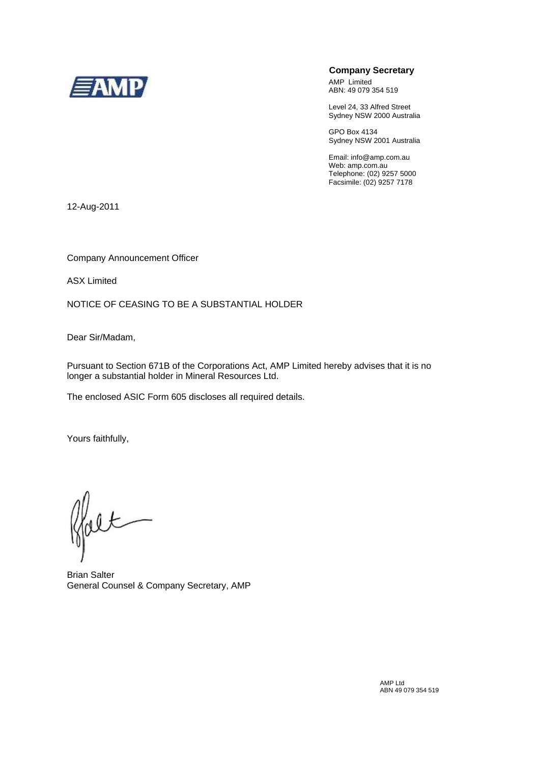**Company Secretary**

AMP Limited
ABN: 49 079 354 519

Level 24, 33 Alfred Street
Sydney NSW 2000 Australia

GPO Box 4134
Sydney NSW 2001 Australia

Email: info@amp.com.au
Web: amp.com.au
Telephone: (02) 9257 5000
Facsimile: (02) 9257 7178

12-Aug-2011

Company Announcement Officer

ASX Limited

NOTICE OF CEASING TO BE A SUBSTANTIAL HOLDER

Dear Sir/Madam,

Pursuant to Section 671B of the Corporations Act, AMP Limited hereby advises that it is no longer a substantial holder in Mineral Resources Ltd.

The enclosed ASIC Form 605 discloses all required details.

Yours faithfully,

Brian Salter
General Counsel & Company Secretary, AMP

AMP Ltd
ABN 49 079 354 519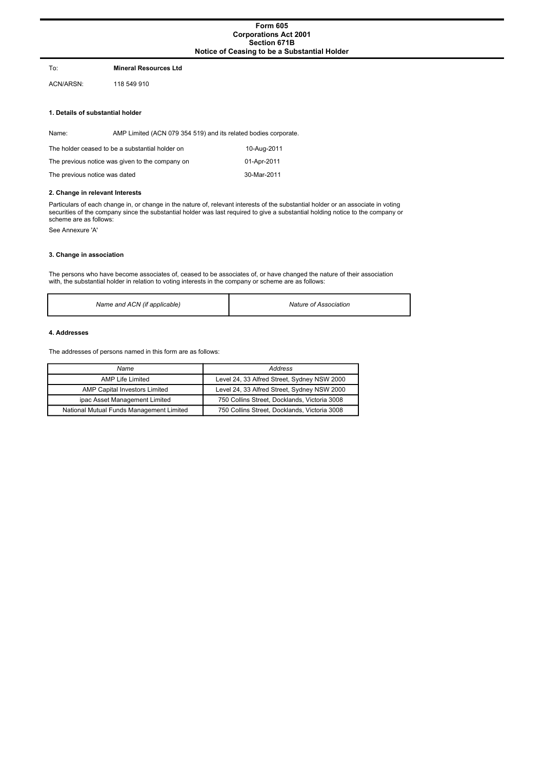# Form 605
## Corporations Act 2001
## Section 671B
## Notice of Ceasing to be a Substantial Holder

To: **Mineral Resources Ltd**

ACN/ARSN: 118 549 910

### 1. Details of substantial holder

Name: AMP Limited (ACN 079 354 519) and its related bodies corporate.

| | |
|---|---|
| The holder ceased to be a substantial holder on | 10-Aug-2011 |
| The previous notice was given to the company on | 01-Apr-2011 |
| The previous notice was dated | 30-Mar-2011 |

### 2. Change in relevant Interests

Particulars of each change in, or change in the nature of, relevant interests of the substantial holder or an associate in voting securities of the company since the substantial holder was last required to give a substantial holding notice to the company or scheme are as follows:

See Annexure 'A'

### 3. Change in association

The persons who have become associates of, ceased to be associates of, or have changed the nature of their association with, the substantial holder in relation to voting interests in the company or scheme are as follows:

| *Name and ACN (if applicable)* | *Nature of Association* |
|---|---|

### 4. Addresses

The addresses of persons named in this form are as follows:

| *Name* | *Address* |
|---|---|
| AMP Life Limited | Level 24, 33 Alfred Street, Sydney NSW 2000 |
| AMP Capital Investors Limited | Level 24, 33 Alfred Street, Sydney NSW 2000 |
| ipac Asset Management Limited | 750 Collins Street, Docklands, Victoria 3008 |
| National Mutual Funds Management Limited | 750 Collins Street, Docklands, Victoria 3008 |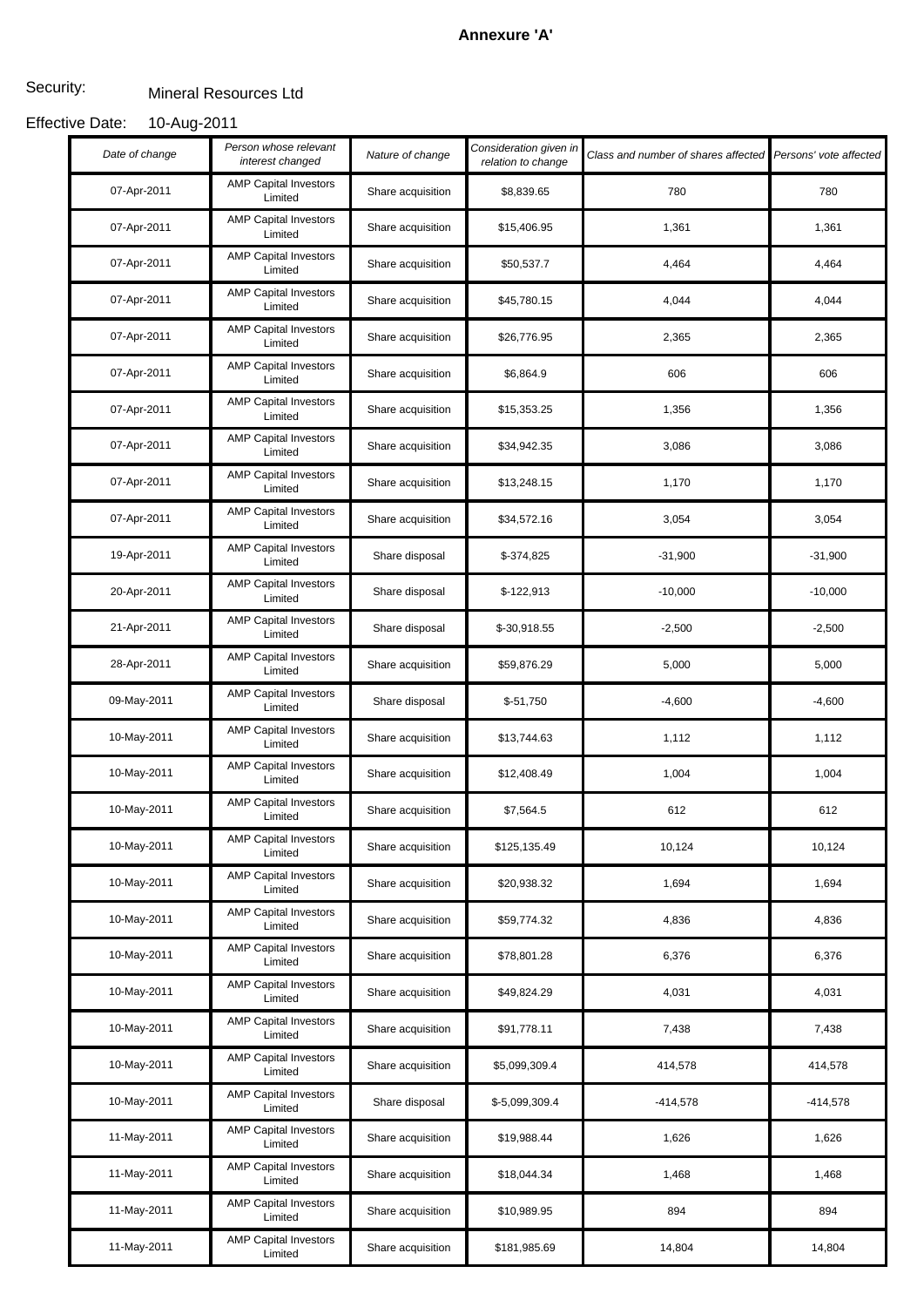**Annexure 'A'**

Security: Mineral Resources Ltd

Effective Date: 10-Aug-2011

| *Date of change* | *Person whose relevant interest changed* | *Nature of change* | *Consideration given in relation to change* | *Class and number of shares affected* | *Persons' vote affected* |
|---|---|---|---|---|---|
| 07-Apr-2011 | AMP Capital Investors Limited | Share acquisition | $8,839.65 | 780 | 780 |
| 07-Apr-2011 | AMP Capital Investors Limited | Share acquisition | $15,406.95 | 1,361 | 1,361 |
| 07-Apr-2011 | AMP Capital Investors Limited | Share acquisition | $50,537.7 | 4,464 | 4,464 |
| 07-Apr-2011 | AMP Capital Investors Limited | Share acquisition | $45,780.15 | 4,044 | 4,044 |
| 07-Apr-2011 | AMP Capital Investors Limited | Share acquisition | $26,776.95 | 2,365 | 2,365 |
| 07-Apr-2011 | AMP Capital Investors Limited | Share acquisition | $6,864.9 | 606 | 606 |
| 07-Apr-2011 | AMP Capital Investors Limited | Share acquisition | $15,353.25 | 1,356 | 1,356 |
| 07-Apr-2011 | AMP Capital Investors Limited | Share acquisition | $34,942.35 | 3,086 | 3,086 |
| 07-Apr-2011 | AMP Capital Investors Limited | Share acquisition | $13,248.15 | 1,170 | 1,170 |
| 07-Apr-2011 | AMP Capital Investors Limited | Share acquisition | $34,572.16 | 3,054 | 3,054 |
| 19-Apr-2011 | AMP Capital Investors Limited | Share disposal | $-374,825 | -31,900 | -31,900 |
| 20-Apr-2011 | AMP Capital Investors Limited | Share disposal | $-122,913 | -10,000 | -10,000 |
| 21-Apr-2011 | AMP Capital Investors Limited | Share disposal | $-30,918.55 | -2,500 | -2,500 |
| 28-Apr-2011 | AMP Capital Investors Limited | Share acquisition | $59,876.29 | 5,000 | 5,000 |
| 09-May-2011 | AMP Capital Investors Limited | Share disposal | $-51,750 | -4,600 | -4,600 |
| 10-May-2011 | AMP Capital Investors Limited | Share acquisition | $13,744.63 | 1,112 | 1,112 |
| 10-May-2011 | AMP Capital Investors Limited | Share acquisition | $12,408.49 | 1,004 | 1,004 |
| 10-May-2011 | AMP Capital Investors Limited | Share acquisition | $7,564.5 | 612 | 612 |
| 10-May-2011 | AMP Capital Investors Limited | Share acquisition | $125,135.49 | 10,124 | 10,124 |
| 10-May-2011 | AMP Capital Investors Limited | Share acquisition | $20,938.32 | 1,694 | 1,694 |
| 10-May-2011 | AMP Capital Investors Limited | Share acquisition | $59,774.32 | 4,836 | 4,836 |
| 10-May-2011 | AMP Capital Investors Limited | Share acquisition | $78,801.28 | 6,376 | 6,376 |
| 10-May-2011 | AMP Capital Investors Limited | Share acquisition | $49,824.29 | 4,031 | 4,031 |
| 10-May-2011 | AMP Capital Investors Limited | Share acquisition | $91,778.11 | 7,438 | 7,438 |
| 10-May-2011 | AMP Capital Investors Limited | Share acquisition | $5,099,309.4 | 414,578 | 414,578 |
| 10-May-2011 | AMP Capital Investors Limited | Share disposal | $-5,099,309.4 | -414,578 | -414,578 |
| 11-May-2011 | AMP Capital Investors Limited | Share acquisition | $19,988.44 | 1,626 | 1,626 |
| 11-May-2011 | AMP Capital Investors Limited | Share acquisition | $18,044.34 | 1,468 | 1,468 |
| 11-May-2011 | AMP Capital Investors Limited | Share acquisition | $10,989.95 | 894 | 894 |
| 11-May-2011 | AMP Capital Investors Limited | Share acquisition | $181,985.69 | 14,804 | 14,804 |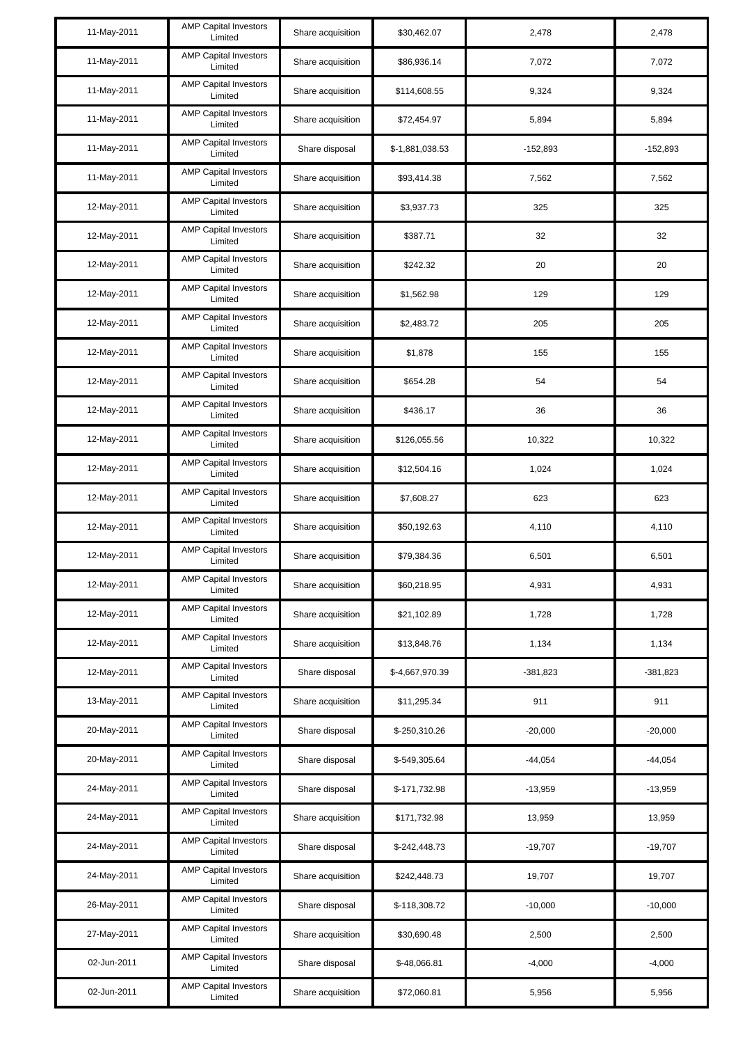| | | | | | |
|---|---|---|---|---|---|
| 11-May-2011 | AMP Capital Investors Limited | Share acquisition | $30,462.07 | 2,478 | 2,478 |
| 11-May-2011 | AMP Capital Investors Limited | Share acquisition | $86,936.14 | 7,072 | 7,072 |
| 11-May-2011 | AMP Capital Investors Limited | Share acquisition | $114,608.55 | 9,324 | 9,324 |
| 11-May-2011 | AMP Capital Investors Limited | Share acquisition | $72,454.97 | 5,894 | 5,894 |
| 11-May-2011 | AMP Capital Investors Limited | Share disposal | $-1,881,038.53 | -152,893 | -152,893 |
| 11-May-2011 | AMP Capital Investors Limited | Share acquisition | $93,414.38 | 7,562 | 7,562 |
| 12-May-2011 | AMP Capital Investors Limited | Share acquisition | $3,937.73 | 325 | 325 |
| 12-May-2011 | AMP Capital Investors Limited | Share acquisition | $387.71 | 32 | 32 |
| 12-May-2011 | AMP Capital Investors Limited | Share acquisition | $242.32 | 20 | 20 |
| 12-May-2011 | AMP Capital Investors Limited | Share acquisition | $1,562.98 | 129 | 129 |
| 12-May-2011 | AMP Capital Investors Limited | Share acquisition | $2,483.72 | 205 | 205 |
| 12-May-2011 | AMP Capital Investors Limited | Share acquisition | $1,878 | 155 | 155 |
| 12-May-2011 | AMP Capital Investors Limited | Share acquisition | $654.28 | 54 | 54 |
| 12-May-2011 | AMP Capital Investors Limited | Share acquisition | $436.17 | 36 | 36 |
| 12-May-2011 | AMP Capital Investors Limited | Share acquisition | $126,055.56 | 10,322 | 10,322 |
| 12-May-2011 | AMP Capital Investors Limited | Share acquisition | $12,504.16 | 1,024 | 1,024 |
| 12-May-2011 | AMP Capital Investors Limited | Share acquisition | $7,608.27 | 623 | 623 |
| 12-May-2011 | AMP Capital Investors Limited | Share acquisition | $50,192.63 | 4,110 | 4,110 |
| 12-May-2011 | AMP Capital Investors Limited | Share acquisition | $79,384.36 | 6,501 | 6,501 |
| 12-May-2011 | AMP Capital Investors Limited | Share acquisition | $60,218.95 | 4,931 | 4,931 |
| 12-May-2011 | AMP Capital Investors Limited | Share acquisition | $21,102.89 | 1,728 | 1,728 |
| 12-May-2011 | AMP Capital Investors Limited | Share acquisition | $13,848.76 | 1,134 | 1,134 |
| 12-May-2011 | AMP Capital Investors Limited | Share disposal | $-4,667,970.39 | -381,823 | -381,823 |
| 13-May-2011 | AMP Capital Investors Limited | Share acquisition | $11,295.34 | 911 | 911 |
| 20-May-2011 | AMP Capital Investors Limited | Share disposal | $-250,310.26 | -20,000 | -20,000 |
| 20-May-2011 | AMP Capital Investors Limited | Share disposal | $-549,305.64 | -44,054 | -44,054 |
| 24-May-2011 | AMP Capital Investors Limited | Share disposal | $-171,732.98 | -13,959 | -13,959 |
| 24-May-2011 | AMP Capital Investors Limited | Share acquisition | $171,732.98 | 13,959 | 13,959 |
| 24-May-2011 | AMP Capital Investors Limited | Share disposal | $-242,448.73 | -19,707 | -19,707 |
| 24-May-2011 | AMP Capital Investors Limited | Share acquisition | $242,448.73 | 19,707 | 19,707 |
| 26-May-2011 | AMP Capital Investors Limited | Share disposal | $-118,308.72 | -10,000 | -10,000 |
| 27-May-2011 | AMP Capital Investors Limited | Share acquisition | $30,690.48 | 2,500 | 2,500 |
| 02-Jun-2011 | AMP Capital Investors Limited | Share disposal | $-48,066.81 | -4,000 | -4,000 |
| 02-Jun-2011 | AMP Capital Investors Limited | Share acquisition | $72,060.81 | 5,956 | 5,956 |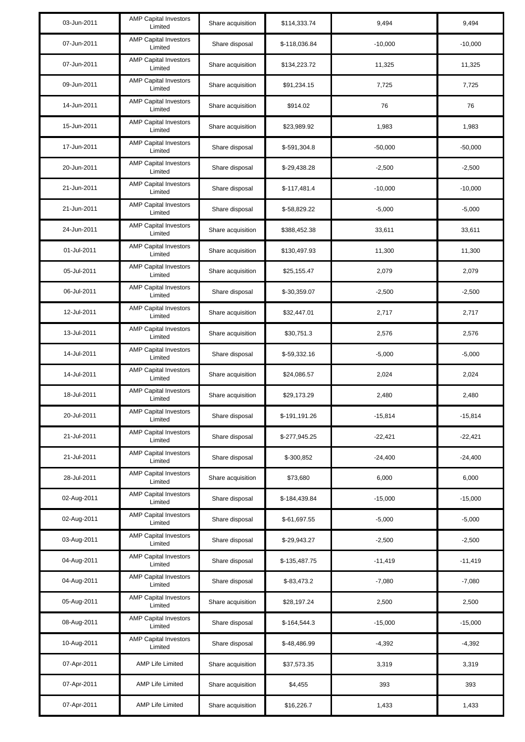| 03-Jun-2011 | AMP Capital Investors Limited | Share acquisition | $114,333.74 | 9,494 | 9,494 |
|---|---|---|---|---|---|
| 07-Jun-2011 | AMP Capital Investors Limited | Share disposal | $-118,036.84 | -10,000 | -10,000 |
| 07-Jun-2011 | AMP Capital Investors Limited | Share acquisition | $134,223.72 | 11,325 | 11,325 |
| 09-Jun-2011 | AMP Capital Investors Limited | Share acquisition | $91,234.15 | 7,725 | 7,725 |
| 14-Jun-2011 | AMP Capital Investors Limited | Share acquisition | $914.02 | 76 | 76 |
| 15-Jun-2011 | AMP Capital Investors Limited | Share acquisition | $23,989.92 | 1,983 | 1,983 |
| 17-Jun-2011 | AMP Capital Investors Limited | Share disposal | $-591,304.8 | -50,000 | -50,000 |
| 20-Jun-2011 | AMP Capital Investors Limited | Share disposal | $-29,438.28 | -2,500 | -2,500 |
| 21-Jun-2011 | AMP Capital Investors Limited | Share disposal | $-117,481.4 | -10,000 | -10,000 |
| 21-Jun-2011 | AMP Capital Investors Limited | Share disposal | $-58,829.22 | -5,000 | -5,000 |
| 24-Jun-2011 | AMP Capital Investors Limited | Share acquisition | $388,452.38 | 33,611 | 33,611 |
| 01-Jul-2011 | AMP Capital Investors Limited | Share acquisition | $130,497.93 | 11,300 | 11,300 |
| 05-Jul-2011 | AMP Capital Investors Limited | Share acquisition | $25,155.47 | 2,079 | 2,079 |
| 06-Jul-2011 | AMP Capital Investors Limited | Share disposal | $-30,359.07 | -2,500 | -2,500 |
| 12-Jul-2011 | AMP Capital Investors Limited | Share acquisition | $32,447.01 | 2,717 | 2,717 |
| 13-Jul-2011 | AMP Capital Investors Limited | Share acquisition | $30,751.3 | 2,576 | 2,576 |
| 14-Jul-2011 | AMP Capital Investors Limited | Share disposal | $-59,332.16 | -5,000 | -5,000 |
| 14-Jul-2011 | AMP Capital Investors Limited | Share acquisition | $24,086.57 | 2,024 | 2,024 |
| 18-Jul-2011 | AMP Capital Investors Limited | Share acquisition | $29,173.29 | 2,480 | 2,480 |
| 20-Jul-2011 | AMP Capital Investors Limited | Share disposal | $-191,191.26 | -15,814 | -15,814 |
| 21-Jul-2011 | AMP Capital Investors Limited | Share disposal | $-277,945.25 | -22,421 | -22,421 |
| 21-Jul-2011 | AMP Capital Investors Limited | Share disposal | $-300,852 | -24,400 | -24,400 |
| 28-Jul-2011 | AMP Capital Investors Limited | Share acquisition | $73,680 | 6,000 | 6,000 |
| 02-Aug-2011 | AMP Capital Investors Limited | Share disposal | $-184,439.84 | -15,000 | -15,000 |
| 02-Aug-2011 | AMP Capital Investors Limited | Share disposal | $-61,697.55 | -5,000 | -5,000 |
| 03-Aug-2011 | AMP Capital Investors Limited | Share disposal | $-29,943.27 | -2,500 | -2,500 |
| 04-Aug-2011 | AMP Capital Investors Limited | Share disposal | $-135,487.75 | -11,419 | -11,419 |
| 04-Aug-2011 | AMP Capital Investors Limited | Share disposal | $-83,473.2 | -7,080 | -7,080 |
| 05-Aug-2011 | AMP Capital Investors Limited | Share acquisition | $28,197.24 | 2,500 | 2,500 |
| 08-Aug-2011 | AMP Capital Investors Limited | Share disposal | $-164,544.3 | -15,000 | -15,000 |
| 10-Aug-2011 | AMP Capital Investors Limited | Share disposal | $-48,486.99 | -4,392 | -4,392 |
| 07-Apr-2011 | AMP Life Limited | Share acquisition | $37,573.35 | 3,319 | 3,319 |
| 07-Apr-2011 | AMP Life Limited | Share acquisition | $4,455 | 393 | 393 |
| 07-Apr-2011 | AMP Life Limited | Share acquisition | $16,226.7 | 1,433 | 1,433 |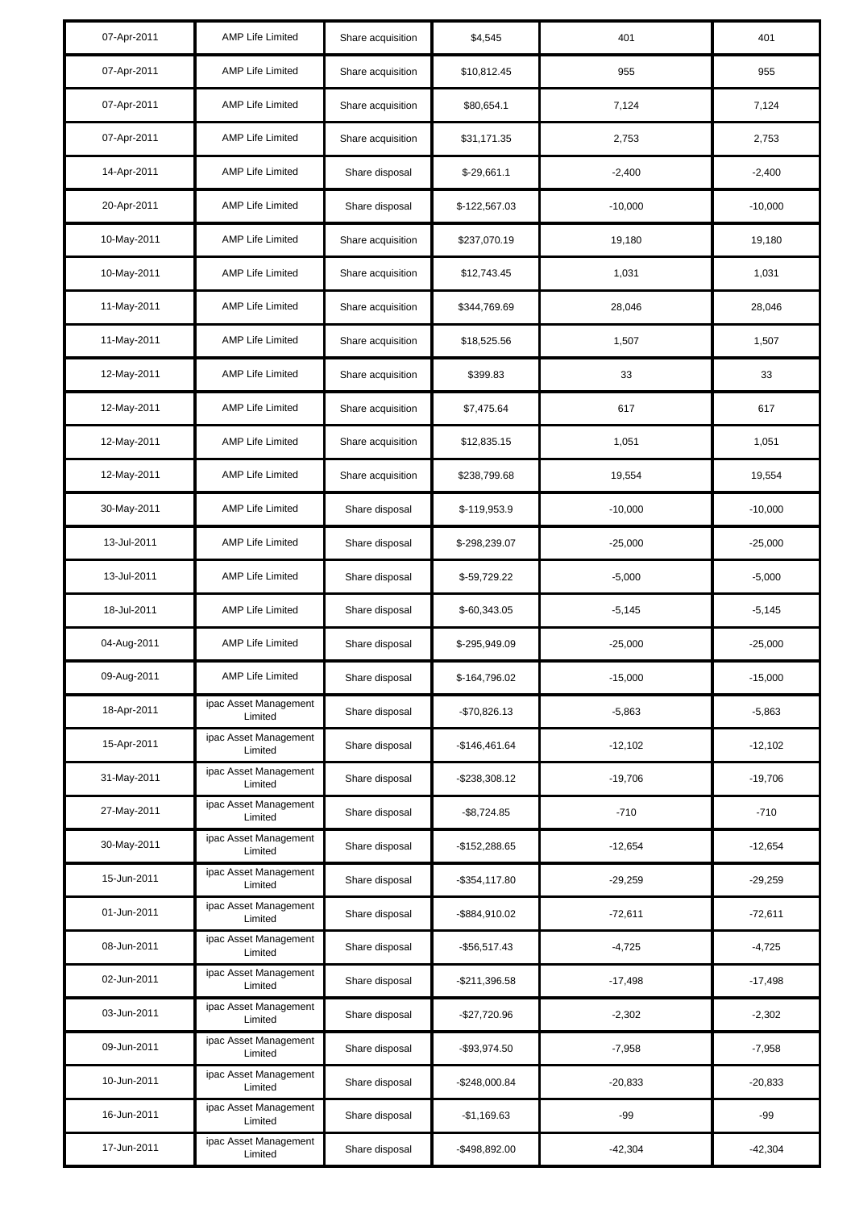| | | | | | |
|---|---|---|---|---|---|
| 07-Apr-2011 | AMP Life Limited | Share acquisition | $4,545 | 401 | 401 |
| 07-Apr-2011 | AMP Life Limited | Share acquisition | $10,812.45 | 955 | 955 |
| 07-Apr-2011 | AMP Life Limited | Share acquisition | $80,654.1 | 7,124 | 7,124 |
| 07-Apr-2011 | AMP Life Limited | Share acquisition | $31,171.35 | 2,753 | 2,753 |
| 14-Apr-2011 | AMP Life Limited | Share disposal | $-29,661.1 | -2,400 | -2,400 |
| 20-Apr-2011 | AMP Life Limited | Share disposal | $-122,567.03 | -10,000 | -10,000 |
| 10-May-2011 | AMP Life Limited | Share acquisition | $237,070.19 | 19,180 | 19,180 |
| 10-May-2011 | AMP Life Limited | Share acquisition | $12,743.45 | 1,031 | 1,031 |
| 11-May-2011 | AMP Life Limited | Share acquisition | $344,769.69 | 28,046 | 28,046 |
| 11-May-2011 | AMP Life Limited | Share acquisition | $18,525.56 | 1,507 | 1,507 |
| 12-May-2011 | AMP Life Limited | Share acquisition | $399.83 | 33 | 33 |
| 12-May-2011 | AMP Life Limited | Share acquisition | $7,475.64 | 617 | 617 |
| 12-May-2011 | AMP Life Limited | Share acquisition | $12,835.15 | 1,051 | 1,051 |
| 12-May-2011 | AMP Life Limited | Share acquisition | $238,799.68 | 19,554 | 19,554 |
| 30-May-2011 | AMP Life Limited | Share disposal | $-119,953.9 | -10,000 | -10,000 |
| 13-Jul-2011 | AMP Life Limited | Share disposal | $-298,239.07 | -25,000 | -25,000 |
| 13-Jul-2011 | AMP Life Limited | Share disposal | $-59,729.22 | -5,000 | -5,000 |
| 18-Jul-2011 | AMP Life Limited | Share disposal | $-60,343.05 | -5,145 | -5,145 |
| 04-Aug-2011 | AMP Life Limited | Share disposal | $-295,949.09 | -25,000 | -25,000 |
| 09-Aug-2011 | AMP Life Limited | Share disposal | $-164,796.02 | -15,000 | -15,000 |
| 18-Apr-2011 | ipac Asset Management Limited | Share disposal | -$70,826.13 | -5,863 | -5,863 |
| 15-Apr-2011 | ipac Asset Management Limited | Share disposal | -$146,461.64 | -12,102 | -12,102 |
| 31-May-2011 | ipac Asset Management Limited | Share disposal | -$238,308.12 | -19,706 | -19,706 |
| 27-May-2011 | ipac Asset Management Limited | Share disposal | -$8,724.85 | -710 | -710 |
| 30-May-2011 | ipac Asset Management Limited | Share disposal | -$152,288.65 | -12,654 | -12,654 |
| 15-Jun-2011 | ipac Asset Management Limited | Share disposal | -$354,117.80 | -29,259 | -29,259 |
| 01-Jun-2011 | ipac Asset Management Limited | Share disposal | -$884,910.02 | -72,611 | -72,611 |
| 08-Jun-2011 | ipac Asset Management Limited | Share disposal | -$56,517.43 | -4,725 | -4,725 |
| 02-Jun-2011 | ipac Asset Management Limited | Share disposal | -$211,396.58 | -17,498 | -17,498 |
| 03-Jun-2011 | ipac Asset Management Limited | Share disposal | -$27,720.96 | -2,302 | -2,302 |
| 09-Jun-2011 | ipac Asset Management Limited | Share disposal | -$93,974.50 | -7,958 | -7,958 |
| 10-Jun-2011 | ipac Asset Management Limited | Share disposal | -$248,000.84 | -20,833 | -20,833 |
| 16-Jun-2011 | ipac Asset Management Limited | Share disposal | -$1,169.63 | -99 | -99 |
| 17-Jun-2011 | ipac Asset Management Limited | Share disposal | -$498,892.00 | -42,304 | -42,304 |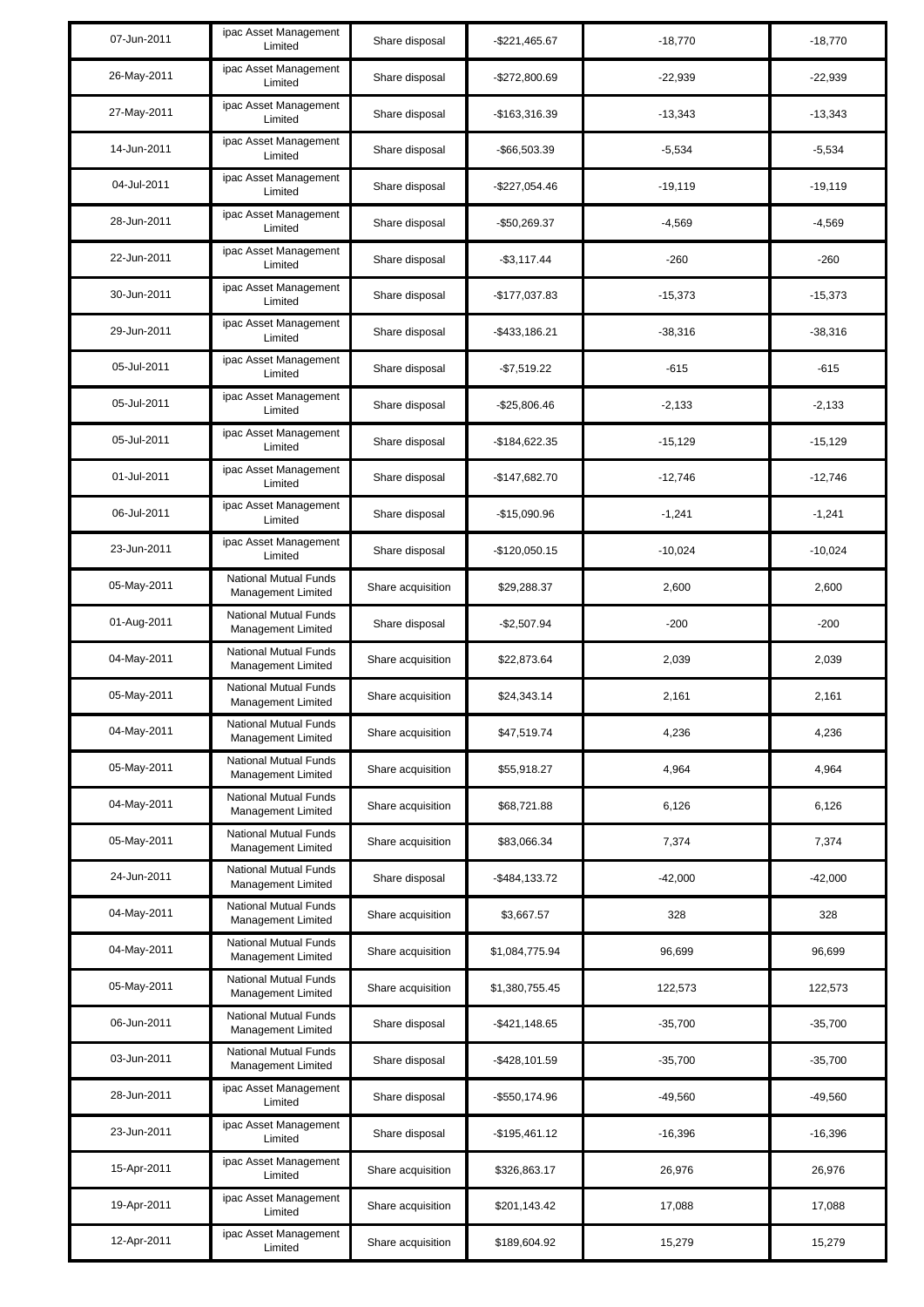| | | | | | |
|---|---|---|---|---|---|
| 07-Jun-2011 | ipac Asset Management Limited | Share disposal | -$221,465.67 | -18,770 | -18,770 |
| 26-May-2011 | ipac Asset Management Limited | Share disposal | -$272,800.69 | -22,939 | -22,939 |
| 27-May-2011 | ipac Asset Management Limited | Share disposal | -$163,316.39 | -13,343 | -13,343 |
| 14-Jun-2011 | ipac Asset Management Limited | Share disposal | -$66,503.39 | -5,534 | -5,534 |
| 04-Jul-2011 | ipac Asset Management Limited | Share disposal | -$227,054.46 | -19,119 | -19,119 |
| 28-Jun-2011 | ipac Asset Management Limited | Share disposal | -$50,269.37 | -4,569 | -4,569 |
| 22-Jun-2011 | ipac Asset Management Limited | Share disposal | -$3,117.44 | -260 | -260 |
| 30-Jun-2011 | ipac Asset Management Limited | Share disposal | -$177,037.83 | -15,373 | -15,373 |
| 29-Jun-2011 | ipac Asset Management Limited | Share disposal | -$433,186.21 | -38,316 | -38,316 |
| 05-Jul-2011 | ipac Asset Management Limited | Share disposal | -$7,519.22 | -615 | -615 |
| 05-Jul-2011 | ipac Asset Management Limited | Share disposal | -$25,806.46 | -2,133 | -2,133 |
| 05-Jul-2011 | ipac Asset Management Limited | Share disposal | -$184,622.35 | -15,129 | -15,129 |
| 01-Jul-2011 | ipac Asset Management Limited | Share disposal | -$147,682.70 | -12,746 | -12,746 |
| 06-Jul-2011 | ipac Asset Management Limited | Share disposal | -$15,090.96 | -1,241 | -1,241 |
| 23-Jun-2011 | ipac Asset Management Limited | Share disposal | -$120,050.15 | -10,024 | -10,024 |
| 05-May-2011 | National Mutual Funds Management Limited | Share acquisition | $29,288.37 | 2,600 | 2,600 |
| 01-Aug-2011 | National Mutual Funds Management Limited | Share disposal | -$2,507.94 | -200 | -200 |
| 04-May-2011 | National Mutual Funds Management Limited | Share acquisition | $22,873.64 | 2,039 | 2,039 |
| 05-May-2011 | National Mutual Funds Management Limited | Share acquisition | $24,343.14 | 2,161 | 2,161 |
| 04-May-2011 | National Mutual Funds Management Limited | Share acquisition | $47,519.74 | 4,236 | 4,236 |
| 05-May-2011 | National Mutual Funds Management Limited | Share acquisition | $55,918.27 | 4,964 | 4,964 |
| 04-May-2011 | National Mutual Funds Management Limited | Share acquisition | $68,721.88 | 6,126 | 6,126 |
| 05-May-2011 | National Mutual Funds Management Limited | Share acquisition | $83,066.34 | 7,374 | 7,374 |
| 24-Jun-2011 | National Mutual Funds Management Limited | Share disposal | -$484,133.72 | -42,000 | -42,000 |
| 04-May-2011 | National Mutual Funds Management Limited | Share acquisition | $3,667.57 | 328 | 328 |
| 04-May-2011 | National Mutual Funds Management Limited | Share acquisition | $1,084,775.94 | 96,699 | 96,699 |
| 05-May-2011 | National Mutual Funds Management Limited | Share acquisition | $1,380,755.45 | 122,573 | 122,573 |
| 06-Jun-2011 | National Mutual Funds Management Limited | Share disposal | -$421,148.65 | -35,700 | -35,700 |
| 03-Jun-2011 | National Mutual Funds Management Limited | Share disposal | -$428,101.59 | -35,700 | -35,700 |
| 28-Jun-2011 | ipac Asset Management Limited | Share disposal | -$550,174.96 | -49,560 | -49,560 |
| 23-Jun-2011 | ipac Asset Management Limited | Share disposal | -$195,461.12 | -16,396 | -16,396 |
| 15-Apr-2011 | ipac Asset Management Limited | Share acquisition | $326,863.17 | 26,976 | 26,976 |
| 19-Apr-2011 | ipac Asset Management Limited | Share acquisition | $201,143.42 | 17,088 | 17,088 |
| 12-Apr-2011 | ipac Asset Management Limited | Share acquisition | $189,604.92 | 15,279 | 15,279 |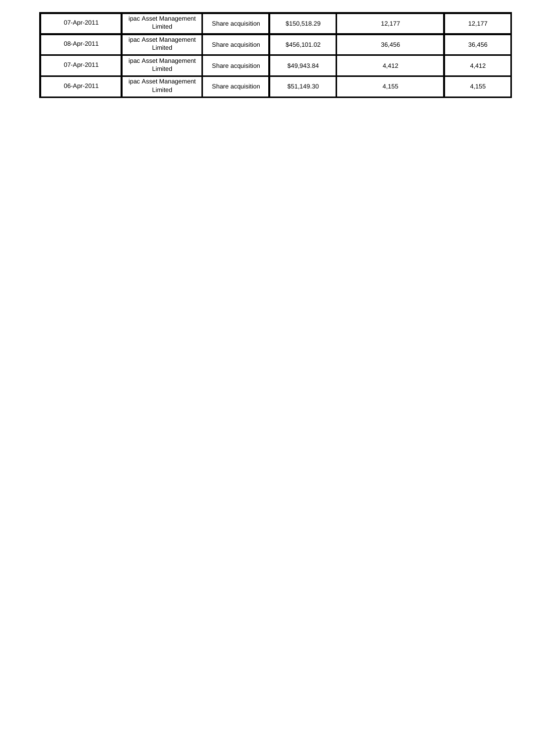| | | | | | |
|---|---|---|---|---|---|
| 07-Apr-2011 | ipac Asset Management Limited | Share acquisition | $150,518.29 | 12,177 | 12,177 |
| 08-Apr-2011 | ipac Asset Management Limited | Share acquisition | $456,101.02 | 36,456 | 36,456 |
| 07-Apr-2011 | ipac Asset Management Limited | Share acquisition | $49,943.84 | 4,412 | 4,412 |
| 06-Apr-2011 | ipac Asset Management Limited | Share acquisition | $51,149.30 | 4,155 | 4,155 |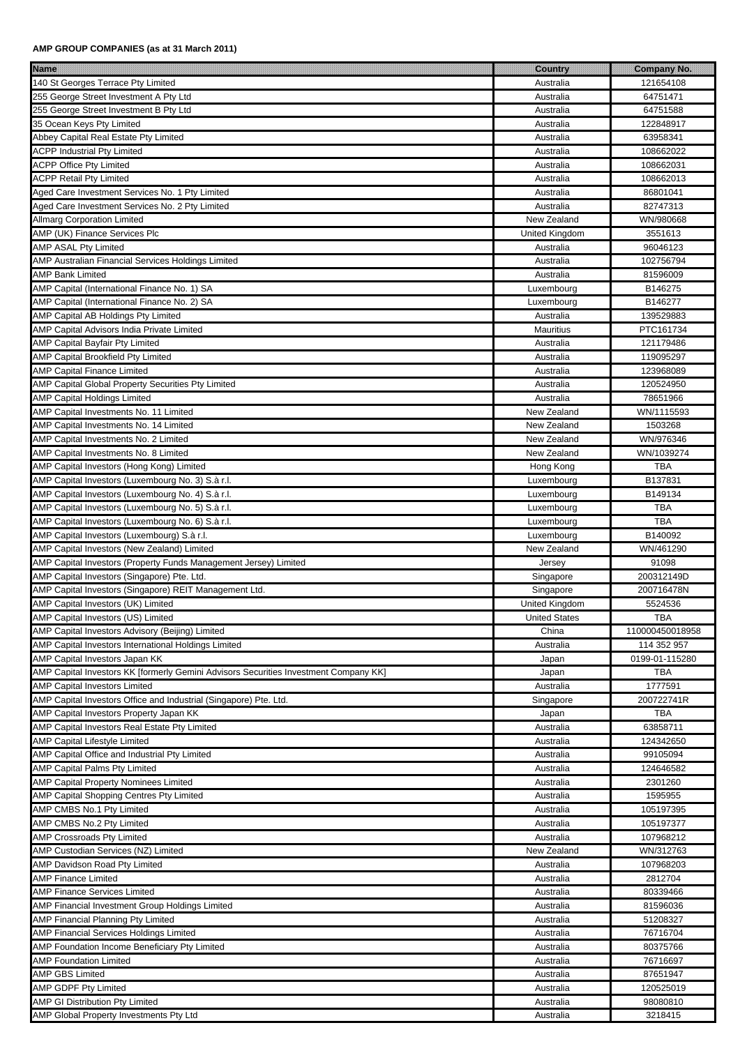**AMP GROUP COMPANIES (as at 31 March 2011)**

| Name | Country | Company No. |
|---|---|---|
| 140 St Georges Terrace Pty Limited | Australia | 121654108 |
| 255 George Street Investment A Pty Ltd | Australia | 64751471 |
| 255 George Street Investment B Pty Ltd | Australia | 64751588 |
| 35 Ocean Keys Pty Limited | Australia | 122848917 |
| Abbey Capital Real Estate Pty Limited | Australia | 63958341 |
| ACPP Industrial Pty Limited | Australia | 108662022 |
| ACPP Office Pty Limited | Australia | 108662031 |
| ACPP Retail Pty Limited | Australia | 108662013 |
| Aged Care Investment Services No. 1 Pty Limited | Australia | 86801041 |
| Aged Care Investment Services No. 2 Pty Limited | Australia | 82747313 |
| Allmarg Corporation Limited | New Zealand | WN/980668 |
| AMP (UK) Finance Services Plc | United Kingdom | 3551613 |
| AMP ASAL Pty Limited | Australia | 96046123 |
| AMP Australian Financial Services Holdings Limited | Australia | 102756794 |
| AMP Bank Limited | Australia | 81596009 |
| AMP Capital (International Finance No. 1) SA | Luxembourg | B146275 |
| AMP Capital (International Finance No. 2) SA | Luxembourg | B146277 |
| AMP Capital AB Holdings Pty Limited | Australia | 139529883 |
| AMP Capital Advisors India Private Limited | Mauritius | PTC161734 |
| AMP Capital Bayfair Pty Limited | Australia | 121179486 |
| AMP Capital Brookfield Pty Limited | Australia | 119095297 |
| AMP Capital Finance Limited | Australia | 123968089 |
| AMP Capital Global Property Securities Pty Limited | Australia | 120524950 |
| AMP Capital Holdings Limited | Australia | 78651966 |
| AMP Capital Investments No. 11 Limited | New Zealand | WN/1115593 |
| AMP Capital Investments No. 14 Limited | New Zealand | 1503268 |
| AMP Capital Investments No. 2 Limited | New Zealand | WN/976346 |
| AMP Capital Investments No. 8 Limited | New Zealand | WN/1039274 |
| AMP Capital Investors (Hong Kong) Limited | Hong Kong | TBA |
| AMP Capital Investors (Luxembourg No. 3) S.à r.l. | Luxembourg | B137831 |
| AMP Capital Investors (Luxembourg No. 4) S.à r.l. | Luxembourg | B149134 |
| AMP Capital Investors (Luxembourg No. 5) S.à r.l. | Luxembourg | TBA |
| AMP Capital Investors (Luxembourg No. 6) S.à r.l. | Luxembourg | TBA |
| AMP Capital Investors (Luxembourg) S.à r.l. | Luxembourg | B140092 |
| AMP Capital Investors (New Zealand) Limited | New Zealand | WN/461290 |
| AMP Capital Investors (Property Funds Management Jersey) Limited | Jersey | 91098 |
| AMP Capital Investors (Singapore) Pte. Ltd. | Singapore | 200312149D |
| AMP Capital Investors (Singapore) REIT Management Ltd. | Singapore | 200716478N |
| AMP Capital Investors (UK) Limited | United Kingdom | 5524536 |
| AMP Capital Investors (US) Limited | United States | TBA |
| AMP Capital Investors Advisory (Beijing) Limited | China | 110000450018958 |
| AMP Capital Investors International Holdings Limited | Australia | 114 352 957 |
| AMP Capital Investors Japan KK | Japan | 0199-01-115280 |
| AMP Capital Investors KK [formerly Gemini Advisors Securities Investment Company KK] | Japan | TBA |
| AMP Capital Investors Limited | Australia | 1777591 |
| AMP Capital Investors Office and Industrial (Singapore) Pte. Ltd. | Singapore | 200722741R |
| AMP Capital Investors Property Japan KK | Japan | TBA |
| AMP Capital Investors Real Estate Pty Limited | Australia | 63858711 |
| AMP Capital Lifestyle Limited | Australia | 124342650 |
| AMP Capital Office and Industrial Pty Limited | Australia | 99105094 |
| AMP Capital Palms Pty Limited | Australia | 124646582 |
| AMP Capital Property Nominees Limited | Australia | 2301260 |
| AMP Capital Shopping Centres Pty Limited | Australia | 1595955 |
| AMP CMBS No.1 Pty Limited | Australia | 105197395 |
| AMP CMBS No.2 Pty Limited | Australia | 105197377 |
| AMP Crossroads Pty Limited | Australia | 107968212 |
| AMP Custodian Services (NZ) Limited | New Zealand | WN/312763 |
| AMP Davidson Road Pty Limited | Australia | 107968203 |
| AMP Finance Limited | Australia | 2812704 |
| AMP Finance Services Limited | Australia | 80339466 |
| AMP Financial Investment Group Holdings Limited | Australia | 81596036 |
| AMP Financial Planning Pty Limited | Australia | 51208327 |
| AMP Financial Services Holdings Limited | Australia | 76716704 |
| AMP Foundation Income Beneficiary Pty Limited | Australia | 80375766 |
| AMP Foundation Limited | Australia | 76716697 |
| AMP GBS Limited | Australia | 87651947 |
| AMP GDPF Pty Limited | Australia | 120525019 |
| AMP GI Distribution Pty Limited | Australia | 98080810 |
| AMP Global Property Investments Pty Ltd | Australia | 3218415 |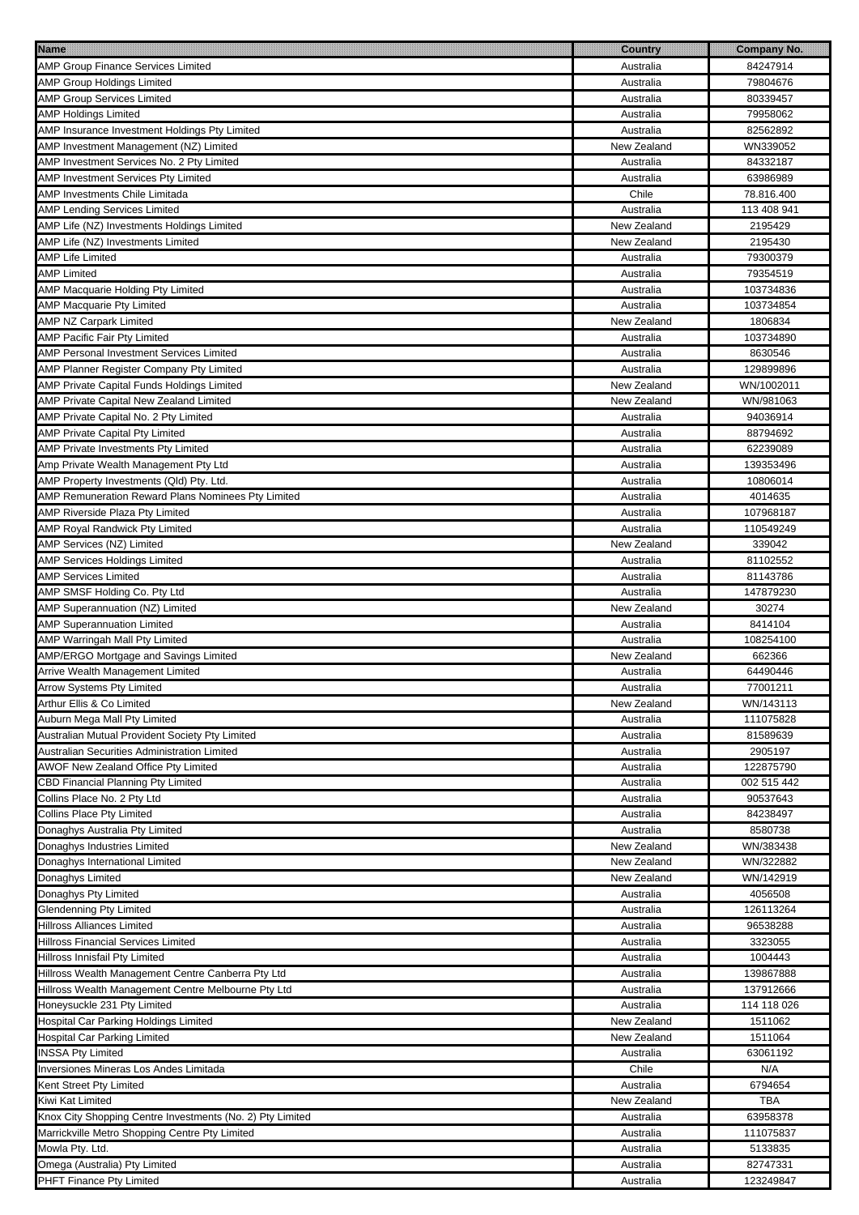| Name | Country | Company No. |
|---|---|---|
| AMP Group Finance Services Limited | Australia | 84247914 |
| AMP Group Holdings Limited | Australia | 79804676 |
| AMP Group Services Limited | Australia | 80339457 |
| AMP Holdings Limited | Australia | 79958062 |
| AMP Insurance Investment Holdings Pty Limited | Australia | 82562892 |
| AMP Investment Management (NZ) Limited | New Zealand | WN339052 |
| AMP Investment Services No. 2 Pty Limited | Australia | 84332187 |
| AMP Investment Services Pty Limited | Australia | 63986989 |
| AMP Investments Chile Limitada | Chile | 78.816.400 |
| AMP Lending Services Limited | Australia | 113 408 941 |
| AMP Life (NZ) Investments Holdings Limited | New Zealand | 2195429 |
| AMP Life (NZ) Investments Limited | New Zealand | 2195430 |
| AMP Life Limited | Australia | 79300379 |
| AMP Limited | Australia | 79354519 |
| AMP Macquarie Holding Pty Limited | Australia | 103734836 |
| AMP Macquarie Pty Limited | Australia | 103734854 |
| AMP NZ Carpark Limited | New Zealand | 1806834 |
| AMP Pacific Fair Pty Limited | Australia | 103734890 |
| AMP Personal Investment Services Limited | Australia | 8630546 |
| AMP Planner Register Company Pty Limited | Australia | 129899896 |
| AMP Private Capital Funds Holdings Limited | New Zealand | WN/1002011 |
| AMP Private Capital New Zealand Limited | New Zealand | WN/981063 |
| AMP Private Capital No. 2 Pty Limited | Australia | 94036914 |
| AMP Private Capital Pty Limited | Australia | 88794692 |
| AMP Private Investments Pty Limited | Australia | 62239089 |
| Amp Private Wealth Management Pty Ltd | Australia | 139353496 |
| AMP Property Investments (Qld) Pty. Ltd. | Australia | 10806014 |
| AMP Remuneration Reward Plans Nominees Pty Limited | Australia | 4014635 |
| AMP Riverside Plaza Pty Limited | Australia | 107968187 |
| AMP Royal Randwick Pty Limited | Australia | 110549249 |
| AMP Services (NZ) Limited | New Zealand | 339042 |
| AMP Services Holdings Limited | Australia | 81102552 |
| AMP Services Limited | Australia | 81143786 |
| AMP SMSF Holding Co. Pty Ltd | Australia | 147879230 |
| AMP Superannuation (NZ) Limited | New Zealand | 30274 |
| AMP Superannuation Limited | Australia | 8414104 |
| AMP Warringah Mall Pty Limited | Australia | 108254100 |
| AMP/ERGO Mortgage and Savings Limited | New Zealand | 662366 |
| Arrive Wealth Management Limited | Australia | 64490446 |
| Arrow Systems Pty Limited | Australia | 77001211 |
| Arthur Ellis & Co Limited | New Zealand | WN/143113 |
| Auburn Mega Mall Pty Limited | Australia | 111075828 |
| Australian Mutual Provident Society Pty Limited | Australia | 81589639 |
| Australian Securities Administration Limited | Australia | 2905197 |
| AWOF New Zealand Office Pty Limited | Australia | 122875790 |
| CBD Financial Planning Pty Limited | Australia | 002 515 442 |
| Collins Place No. 2 Pty Ltd | Australia | 90537643 |
| Collins Place Pty Limited | Australia | 84238497 |
| Donaghys Australia Pty Limited | Australia | 8580738 |
| Donaghys Industries Limited | New Zealand | WN/383438 |
| Donaghys International Limited | New Zealand | WN/322882 |
| Donaghys Limited | New Zealand | WN/142919 |
| Donaghys Pty Limited | Australia | 4056508 |
| Glendenning Pty Limited | Australia | 126113264 |
| Hillross Alliances Limited | Australia | 96538288 |
| Hillross Financial Services Limited | Australia | 3323055 |
| Hillross Innisfail Pty Limited | Australia | 1004443 |
| Hillross Wealth Management Centre Canberra Pty Ltd | Australia | 139867888 |
| Hillross Wealth Management Centre Melbourne Pty Ltd | Australia | 137912666 |
| Honeysuckle 231 Pty Limited | Australia | 114 118 026 |
| Hospital Car Parking Holdings Limited | New Zealand | 1511062 |
| Hospital Car Parking Limited | New Zealand | 1511064 |
| INSSA Pty Limited | Australia | 63061192 |
| Inversiones Mineras Los Andes Limitada | Chile | N/A |
| Kent Street Pty Limited | Australia | 6794654 |
| Kiwi Kat Limited | New Zealand | TBA |
| Knox City Shopping Centre Investments (No. 2) Pty Limited | Australia | 63958378 |
| Marrickville Metro Shopping Centre Pty Limited | Australia | 111075837 |
| Mowla Pty. Ltd. | Australia | 5133835 |
| Omega (Australia) Pty Limited | Australia | 82747331 |
| PHFT Finance Pty Limited | Australia | 123249847 |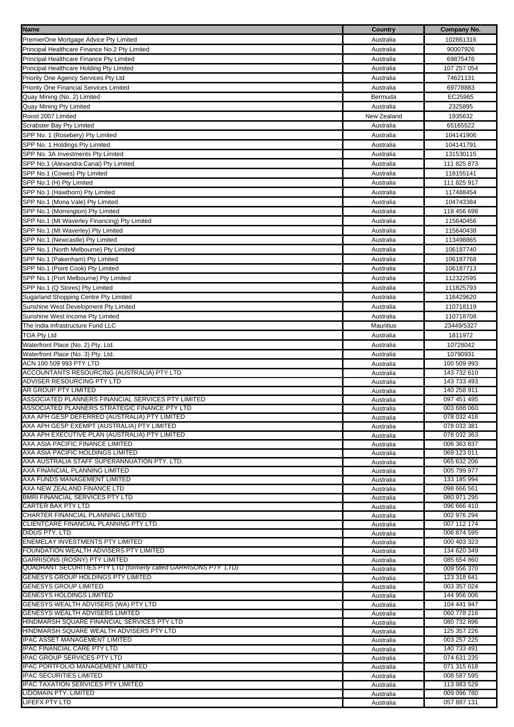| Name | Country | Company No. |
|---|---|---|
| PremierOne Mortgage Advice Pty Limited | Australia | 102861316 |
| Principal Healthcare Finance No.2 Pty Limited | Australia | 90007926 |
| Principal Healthcare Finance Pty Limited | Australia | 69875476 |
| Principal Healthcare Holding Pty Limited | Australia | 107 257 054 |
| Priority One Agency Services Pty Ltd | Australia | 74621131 |
| Priority One Financial Services Limited | Australia | 69778883 |
| Quay Mining (No. 2) Limited | Bermuda | EC25965 |
| Quay Mining Pty Limited | Australia | 2325895 |
| Roost 2007 Limited | New Zealand | 1935632 |
| Scrabster Bay Pty Limited | Australia | 65165522 |
| SPP No. 1 (Rosebery) Pty Limited | Australia | 104141906 |
| SPP No. 1 Holdings Pty Limited | Australia | 104141791 |
| SPP No. 3A Investments Pty Limited | Australia | 131530115 |
| SPP No.1 (Alexandra Canal) Pty Limited | Australia | 111 825 873 |
| SPP No.1 (Cowes) Pty Limited | Australia | 118155141 |
| SPP No.1 (H) Pty Limited | Australia | 111 825 917 |
| SPP No.1 (Hawthorn) Pty Limited | Australia | 117488454 |
| SPP No.1 (Mona Vale) Pty Limited | Australia | 104743384 |
| SPP No.1 (Mornington) Pty Limited | Australia | 118 456 698 |
| SPP No.1 (Mt Waverley Financing) Pty Limited | Australia | 115640456 |
| SPP No.1 (Mt Waverley) Pty Limited | Australia | 115640438 |
| SPP No.1 (Newcastle) Pty Limited | Australia | 113498865 |
| SPP No.1 (North Melbourne) Pty Limited | Australia | 106187740 |
| SPP No.1 (Pakenham) Pty Limited | Australia | 106187768 |
| SPP No.1 (Point Cook) Pty Limited | Australia | 106187713 |
| SPP No.1 (Port Melbourne) Pty Limited | Australia | 112322595 |
| SPP No.1 (Q Stores) Pty Limited | Australia | 111825793 |
| Sugarland Shopping Centre Pty Limited | Australia | 116429620 |
| Sunshine West Development Pty Limited | Australia | 110718119 |
| Sunshine West Income Pty Limited | Australia | 110718708 |
| The India Infrastructure Fund LLC | Mauritius | 23449/5327 |
| TOA Pty Ltd | Australia | 1811972 |
| Waterfront Place (No. 2) Pty. Ltd. | Australia | 10728042 |
| Waterfront Place (No. 3) Pty. Ltd. | Australia | 10790931 |
| ACN 100 509 993 PTY LTD | Australia | 100 509 993 |
| ACCOUNTANTS RESOURCING (AUSTRALIA) PTY LTD | Australia | 143 732 610 |
| ADVISER RESOURCING PTY LTD | Australia | 143 733 493 |
| AR GROUP PTY LIMITED | Australia | 140 258 911 |
| ASSOCIATED PLANNERS FINANCIAL SERVICES PTY LIMITED | Australia | 097 451 495 |
| ASSOCIATED PLANNERS STRATEGIC FINANCE PTY LTD | Australia | 003 688 060 |
| AXA APH GESP DEFERRED (AUSTRALIA) PTY LIMITED | Australia | 078 032 416 |
| AXA APH GESP EXEMPT (AUSTRALIA) PTY LIMITED | Australia | 078 032 381 |
| AXA APH EXECUTIVE PLAN (AUSTRALIA) PTY LIMITED | Australia | 078 032 363 |
| AXA ASIA PACIFIC FINANCE LIMITED | Australia | 006 363 837 |
| AXA ASIA PACIFIC HOLDINGS LIMITED | Australia | 069 123 011 |
| AXA AUSTRALIA STAFF SUPERANNUATION PTY. LTD. | Australia | 065 632 206 |
| AXA FINANCIAL PLANNING LIMITED | Australia | 005 799 977 |
| AXA FUNDS MANAGEMENT LIMITED | Australia | 133 185 994 |
| AXA NEW ZEALAND FINANCE LTD | Australia | 098 666 561 |
| BMRI FINANCIAL SERVICES PTY LTD | Australia | 080 971 295 |
| CARTER BAX PTY LTD | Australia | 096 666 410 |
| CHARTER FINANCIAL PLANNING LIMITED | Australia | 002 976 294 |
| CLIENTCARE FINANCIAL PLANNING PTY LTD | Australia | 007 112 174 |
| DIDUS PTY. LTD. | Australia | 006 874 595 |
| ENEMELAY INVESTMENTS PTY LIMITED | Australia | 000 403 323 |
| FOUNDATION WEALTH ADVISERS PTY LIMITED | Australia | 134 620 349 |
| GARRISONS (ROSNY) PTY LIMITED | Australia | 085 654 860 |
| QUADRANT SECURITIES PTY LTD *(formerly called GARRISONS PTY LTD)* | Australia | 009 556 370 |
| GENESYS GROUP HOLDINGS PTY LIMITED | Australia | 123 318 641 |
| GENESYS GROUP LIMITED | Australia | 003 357 024 |
| GENESYS HOLDINGS LIMITED | Australia | 144 956 006 |
| GENESYS WEALTH ADVISERS (WA) PTY LTD | Australia | 104 441 947 |
| GENESYS WEALTH ADVISERS LIMITED | Australia | 060 778 216 |
| HINDMARSH SQUARE FINANCIAL SERVICES PTY LTD | Australia | 080 732 896 |
| HINDMARSH SQUARE WEALTH ADVISERS PTY LTD | Australia | 125 357 226 |
| IPAC ASSET MANAGEMENT LIMITED | Australia | 003 257 225 |
| IPAC FINANCIAL CARE PTY LTD | Australia | 140 733 491 |
| IPAC GROUP SERVICES PTY LTD | Australia | 074 631 235 |
| IPAC PORTFOLIO MANAGEMENT LIMITED | Australia | 071 315 618 |
| IPAC SECURITIES LIMITED | Australia | 008 587 595 |
| IPAC TAXATION SERVICES PTY LIMITED | Australia | 113 983 529 |
| LIDOMAIN PTY. LIMITED | Australia | 009 096 780 |
| LIFEFX PTY LTD | Australia | 057 897 131 |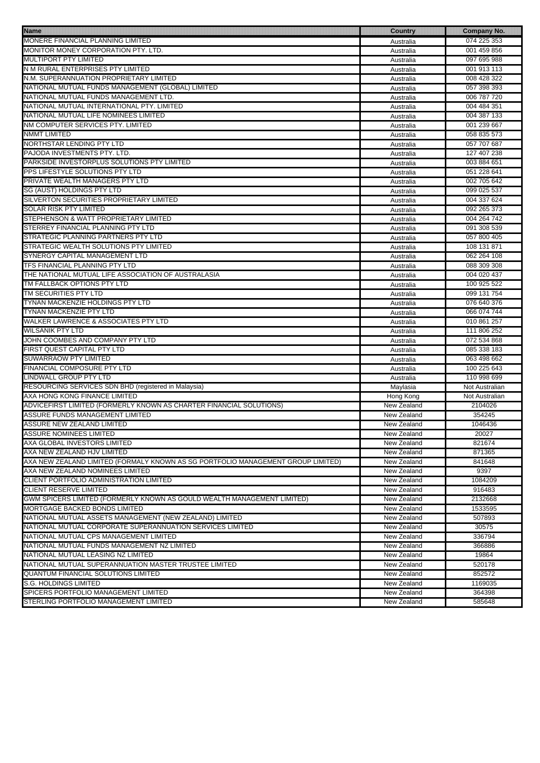| Name | Country | Company No. |
| --- | --- | --- |
| MONERE FINANCIAL PLANNING LIMITED | Australia | 074 225 353 |
| MONITOR MONEY CORPORATION PTY. LTD. | Australia | 001 459 856 |
| MULTIPORT PTY LIMITED | Australia | 097 695 988 |
| N M RURAL ENTERPRISES PTY LIMITED | Australia | 001 913 113 |
| N.M. SUPERANNUATION PROPRIETARY LIMITED | Australia | 008 428 322 |
| NATIONAL MUTUAL FUNDS MANAGEMENT (GLOBAL) LIMITED | Australia | 057 398 393 |
| NATIONAL MUTUAL FUNDS MANAGEMENT LTD. | Australia | 006 787 720 |
| NATIONAL MUTUAL INTERNATIONAL PTY. LIMITED | Australia | 004 484 351 |
| NATIONAL MUTUAL LIFE NOMINEES LIMITED | Australia | 004 387 133 |
| NM COMPUTER SERVICES PTY. LIMITED | Australia | 001 239 667 |
| NMMT LIMITED | Australia | 058 835 573 |
| NORTHSTAR LENDING PTY LTD | Australia | 057 707 687 |
| PAJODA INVESTMENTS PTY. LTD. | Australia | 127 407 238 |
| PARKSIDE INVESTORPLUS SOLUTIONS PTY LIMITED | Australia | 003 884 651 |
| PPS LIFESTYLE SOLUTIONS PTY LTD | Australia | 051 228 641 |
| PRIVATE WEALTH MANAGERS PTY LTD | Australia | 002 705 642 |
| SG (AUST) HOLDINGS PTY LTD | Australia | 099 025 537 |
| SILVERTON SECURITIES PROPRIETARY LIMITED | Australia | 004 337 624 |
| SOLAR RISK PTY LIMITED | Australia | 092 265 373 |
| STEPHENSON & WATT PROPRIETARY LIMITED | Australia | 004 264 742 |
| STERREY FINANCIAL PLANNING PTY LTD | Australia | 091 308 539 |
| STRATEGIC PLANNING PARTNERS PTY LTD | Australia | 057 800 405 |
| STRATEGIC WEALTH SOLUTIONS PTY LIMITED | Australia | 108 131 871 |
| SYNERGY CAPITAL MANAGEMENT LTD | Australia | 062 264 108 |
| TFS FINANCIAL PLANNING PTY LTD | Australia | 088 309 308 |
| THE NATIONAL MUTUAL LIFE ASSOCIATION OF AUSTRALASIA | Australia | 004 020 437 |
| TM FALLBACK OPTIONS PTY LTD | Australia | 100 925 522 |
| TM SECURITIES PTY LTD | Australia | 099 131 754 |
| TYNAN MACKENZIE HOLDINGS PTY LTD | Australia | 076 640 376 |
| TYNAN MACKENZIE PTY LTD | Australia | 066 074 744 |
| WALKER LAWRENCE & ASSOCIATES PTY LTD | Australia | 010 861 257 |
| WILSANIK PTY LTD | Australia | 111 806 252 |
| JOHN COOMBES AND COMPANY PTY LTD | Australia | 072 534 868 |
| FIRST QUEST CAPITAL PTY LTD | Australia | 085 338 183 |
| SUWARRAOW PTY LIMITED | Australia | 063 498 662 |
| FINANCIAL COMPOSURE PTY LTD | Australia | 100 225 643 |
| LINDWALL GROUP PTY LTD | Australia | 110 998 699 |
| RESOURCING SERVICES SDN BHD (registered in Malaysia) | Maylasia | Not Australian |
| AXA HONG KONG FINANCE LIMITED | Hong Kong | Not Australian |
| ADVICEFIRST LIMITED (FORMERLY KNOWN AS CHARTER FINANCIAL SOLUTIONS) | New Zealand | 2104026 |
| ASSURE FUNDS MANAGEMENT LIMITED | New Zealand | 354245 |
| ASSURE NEW ZEALAND LIMITED | New Zealand | 1046436 |
| ASSURE NOMINEES LIMITED | New Zealand | 20027 |
| AXA GLOBAL INVESTORS LIMITED | New Zealand | 821674 |
| AXA NEW ZEALAND HJV LIMITED | New Zealand | 871365 |
| AXA NEW ZEALAND LIMITED (FORMALY KNOWN AS SG PORTFOLIO MANAGEMENT GROUP LIMITED) | New Zealand | 841648 |
| AXA NEW ZEALAND NOMINEES LIMITED | New Zealand | 9397 |
| CLIENT PORTFOLIO ADMINISTRATION LIMITED | New Zealand | 1084209 |
| CLIENT RESERVE LIMITED | New Zealand | 916483 |
| GWM SPICERS LIMITED (FORMERLY KNOWN AS GOULD WEALTH MANAGEMENT LIMITED) | New Zealand | 2132668 |
| MORTGAGE BACKED BONDS LIMITED | New Zealand | 1533595 |
| NATIONAL MUTUAL ASSETS MANAGEMENT (NEW ZEALAND) LIMITED | New Zealand | 507893 |
| NATIONAL MUTUAL CORPORATE SUPERANNUATION SERVICES LIMITED | New Zealand | 30575 |
| NATIONAL MUTUAL CPS MANAGEMENT LIMITED | New Zealand | 336794 |
| NATIONAL MUTUAL FUNDS MANAGEMENT NZ LIMITED | New Zealand | 366886 |
| NATIONAL MUTUAL LEASING NZ LIMITED | New Zealand | 19864 |
| NATIONAL MUTUAL SUPERANNUATION MASTER TRUSTEE LIMITED | New Zealand | 520178 |
| QUANTUM FINANCIAL SOLUTIONS LIMITED | New Zealand | 852572 |
| S.G. HOLDINGS LIMITED | New Zealand | 1169035 |
| SPICERS PORTFOLIO MANAGEMENT LIMITED | New Zealand | 364398 |
| STERLING PORTFOLIO MANAGEMENT LIMITED | New Zealand | 585648 |